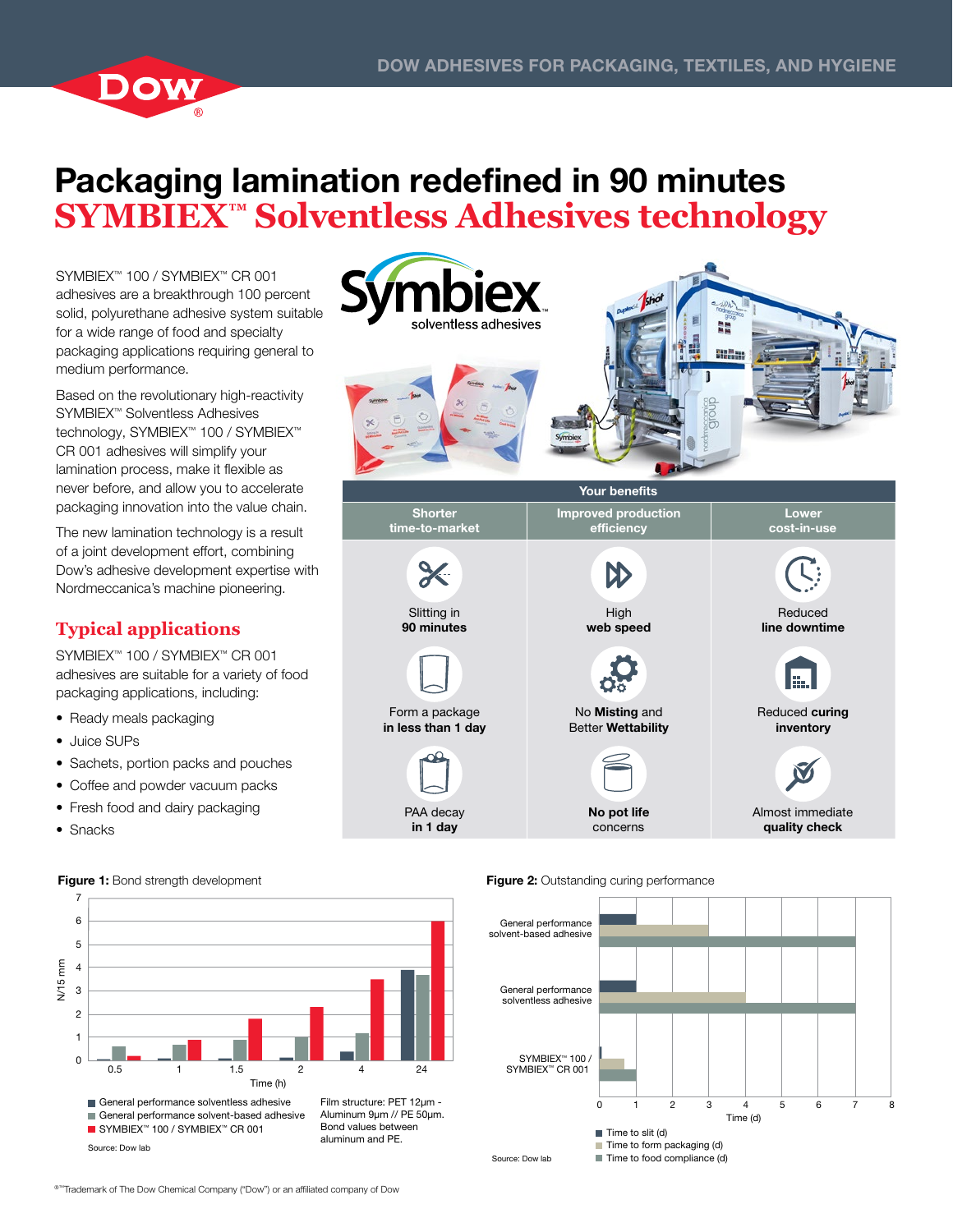# Packaging lamination redefined in 90 minutes

## SYMBIEX™ Solventless Adhesives technology

SYMBIEX™ 100 / SYMBIEX™ CR 001 adhesives are a breakthrough 100 percent solid, polyurethane adhesive system suitable for a wide range of food and specialty packaging applications requiring general to medium performance.

Based on the revolutionary high-reactivity SYMBIEX™ Solventless Adhesives technology, SYMBIEX™ 100 / SYMBIEX™ CR 001 adhesives will simplify your lamination process, make it flexible as never before, and allow you to accelerate packaging innovation into the value chain.

The new lamination technology is a result of a joint development effort, combining Dow's adhesive development expertise with Nordmeccanica's machine pioneering.

### Typical applications

SYMBIEX™ 100 / SYMBIEX™ CR 001 adhesives are suitable for a variety of food packaging applications, including:

- Ready meals packaging
- Juice SUPs
- Sachets, portion packs and pouches
- Coffee and powder vacuum packs
- Fresh food and dairy packaging
- Snacks

### Your benefits

| Shorter time-to-market | Improved production efficiency | Lower cost-in-use |
|---|---|---|
| Slitting in **90 minutes** | High **web speed** | Reduced **line downtime** |
| Form a package **in less than 1 day** | No **Misting** and Better **Wettability** | Reduced **curing inventory** |
| PAA decay **in 1 day** | **No pot life** concerns | Almost immediate **quality check** |

**Figure 1:** Bond strength development

| Time (h) | General performance solventless adhesive (N/15 mm) | General performance solvent-based adhesive (N/15 mm) | SYMBIEX™ 100 / SYMBIEX™ CR 001 (N/15 mm) |
|---|---|---|---|
| 0.5 | ~0.05 | ~0.6 | ~0.2 |
| 1 | ~0.1 | ~0.7 | ~0.9 |
| 1.5 | ~0.1 | ~0.9 | ~1.8 |
| 2 | ~0.15 | ~1.0 | ~2.3 |
| 4 | ~0.4 | ~1.2 | ~3.5 |
| 24 | ~3.9 | ~3.7 | ~6.0 |

Film structure: PET 12µm - Aluminum 9µm // PE 50µm. Bond values between aluminum and PE.

Source: Dow lab

**Figure 2:** Outstanding curing performance

| Adhesive | Time to slit (d) | Time to form packaging (d) | Time to food compliance (d) |
|---|---|---|---|
| General performance solvent-based adhesive | ~1 | ~3 | ~7 |
| General performance solventless adhesive | ~1 | ~4 | ~7 |
| SYMBIEX™ 100 / SYMBIEX™ CR 001 | ~0.06 | ~0.7 | ~1 |

Source: Dow lab

®™Trademark of The Dow Chemical Company ("Dow") or an affiliated company of Dow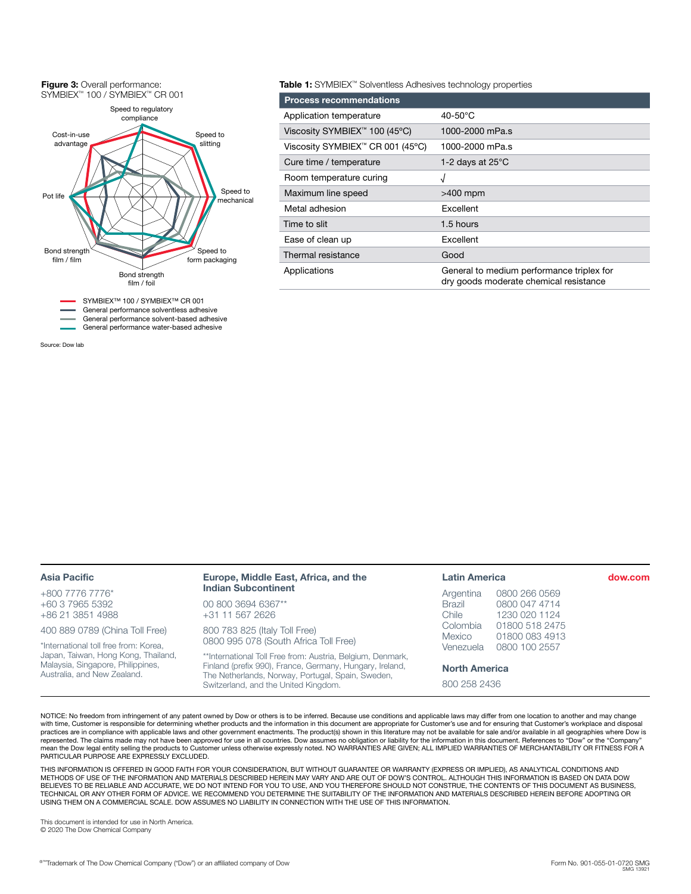**Figure 3:** Overall performance: SYMBIEX™ 100 / SYMBIEX™ CR 001

Speed to regulatory compliance
Speed to slitting
Speed to mechanical
Speed to form packaging
Bond strength film / foil
Bond strength film / film
Pot life
Cost-in-use advantage

SYMBIEX™ 100 / SYMBIEX™ CR 001
General performance solventless adhesive
General performance solvent-based adhesive
General performance water-based adhesive

Source: Dow lab

**Table 1:** SYMBIEX™ Solventless Adhesives technology properties

| Process recommendations | |
|---|---|
| Application temperature | 40-50°C |
| Viscosity SYMBIEX™ 100 (45°C) | 1000-2000 mPa.s |
| Viscosity SYMBIEX™ CR 001 (45°C) | 1000-2000 mPa.s |
| Cure time / temperature | 1-2 days at 25°C |
| Room temperature curing | √ |
| Maximum line speed | >400 mpm |
| Metal adhesion | Excellent |
| Time to slit | 1.5 hours |
| Ease of clean up | Excellent |
| Thermal resistance | Good |
| Applications | General to medium performance triplex for dry goods moderate chemical resistance |

**Asia Pacific**

+800 7776 7776*
+60 3 7965 5392
+86 21 3851 4988

400 889 0789 (China Toll Free)

*International toll free from: Korea, Japan, Taiwan, Hong Kong, Thailand, Malaysia, Singapore, Philippines, Australia, and New Zealand.

**Europe, Middle East, Africa, and the Indian Subcontinent**

00 800 3694 6367**
+31 11 567 2626

800 783 825 (Italy Toll Free)
0800 995 078 (South Africa Toll Free)

**International Toll Free from: Austria, Belgium, Denmark, Finland (prefix 990), France, Germany, Hungary, Ireland, The Netherlands, Norway, Portugal, Spain, Sweden, Switzerland, and the United Kingdom.

**Latin America**

Argentina 0800 266 0569
Brazil 0800 047 4714
Chile 1230 020 1124
Colombia 01800 518 2475
Mexico 01800 083 4913
Venezuela 0800 100 2557

**North America**

800 258 2436

**dow.com**

NOTICE: No freedom from infringement of any patent owned by Dow or others is to be inferred. Because use conditions and applicable laws may differ from one location to another and may change with time, Customer is responsible for determining whether products and the information in this document are appropriate for Customer's use and for ensuring that Customer's workplace and disposal practices are in compliance with applicable laws and other government enactments. The product(s) shown in this literature may not be available for sale and/or available in all geographies where Dow is represented. The claims made may not have been approved for use in all countries. Dow assumes no obligation or liability for the information in this document. References to "Dow" or the "Company" mean the Dow legal entity selling the products to Customer unless otherwise expressly noted. NO WARRANTIES ARE GIVEN; ALL IMPLIED WARRANTIES OF MERCHANTABILITY OR FITNESS FOR A PARTICULAR PURPOSE ARE EXPRESSLY EXCLUDED.

THIS INFORMATION IS OFFERED IN GOOD FAITH FOR YOUR CONSIDERATION, BUT WITHOUT GUARANTEE OR WARRANTY (EXPRESS OR IMPLIED), AS ANALYTICAL CONDITIONS AND METHODS OF USE OF THE INFORMATION AND MATERIALS DESCRIBED HEREIN MAY VARY AND ARE OUT OF DOW'S CONTROL. ALTHOUGH THIS INFORMATION IS BASED ON DATA DOW BELIEVES TO BE RELIABLE AND ACCURATE, WE DO NOT INTEND FOR YOU TO USE, AND YOU THEREFORE SHOULD NOT CONSTRUE, THE CONTENTS OF THIS DOCUMENT AS BUSINESS, TECHNICAL OR ANY OTHER FORM OF ADVICE. WE RECOMMEND YOU DETERMINE THE SUITABILITY OF THE INFORMATION AND MATERIALS DESCRIBED HEREIN BEFORE ADOPTING OR USING THEM ON A COMMERCIAL SCALE. DOW ASSUMES NO LIABILITY IN CONNECTION WITH THE USE OF THIS INFORMATION.

This document is intended for use in North America.
© 2020 The Dow Chemical Company

®™Trademark of The Dow Chemical Company ("Dow") or an affiliated company of Dow

Form No. 901-055-01-0720 SMG
SMG 13921